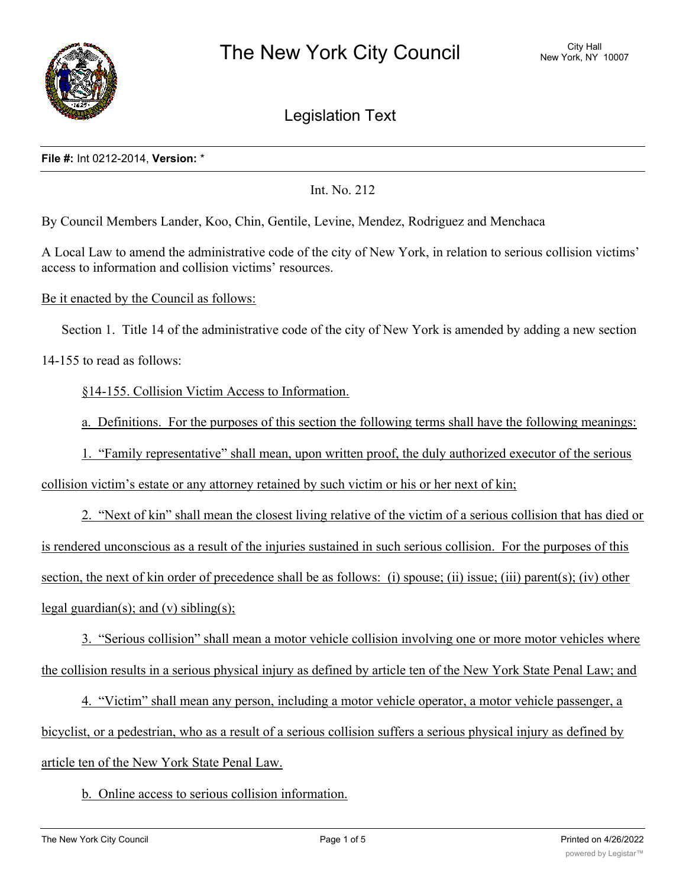# The New York City Council

City Hall
New York, NY 10007

## Legislation Text

**File #:** Int 0212-2014, **Version:** *

Int. No. 212

By Council Members Lander, Koo, Chin, Gentile, Levine, Mendez, Rodriguez and Menchaca

A Local Law to amend the administrative code of the city of New York, in relation to serious collision victims' access to information and collision victims' resources.

Be it enacted by the Council as follows:

Section 1. Title 14 of the administrative code of the city of New York is amended by adding a new section 14-155 to read as follows:

§14-155. Collision Victim Access to Information.

a. Definitions. For the purposes of this section the following terms shall have the following meanings:

1. "Family representative" shall mean, upon written proof, the duly authorized executor of the serious collision victim's estate or any attorney retained by such victim or his or her next of kin;

2. "Next of kin" shall mean the closest living relative of the victim of a serious collision that has died or is rendered unconscious as a result of the injuries sustained in such serious collision. For the purposes of this section, the next of kin order of precedence shall be as follows: (i) spouse; (ii) issue; (iii) parent(s); (iv) other legal guardian(s); and (v) sibling(s);

3. "Serious collision" shall mean a motor vehicle collision involving one or more motor vehicles where the collision results in a serious physical injury as defined by article ten of the New York State Penal Law; and

4. "Victim" shall mean any person, including a motor vehicle operator, a motor vehicle passenger, a bicyclist, or a pedestrian, who as a result of a serious collision suffers a serious physical injury as defined by article ten of the New York State Penal Law.

b. Online access to serious collision information.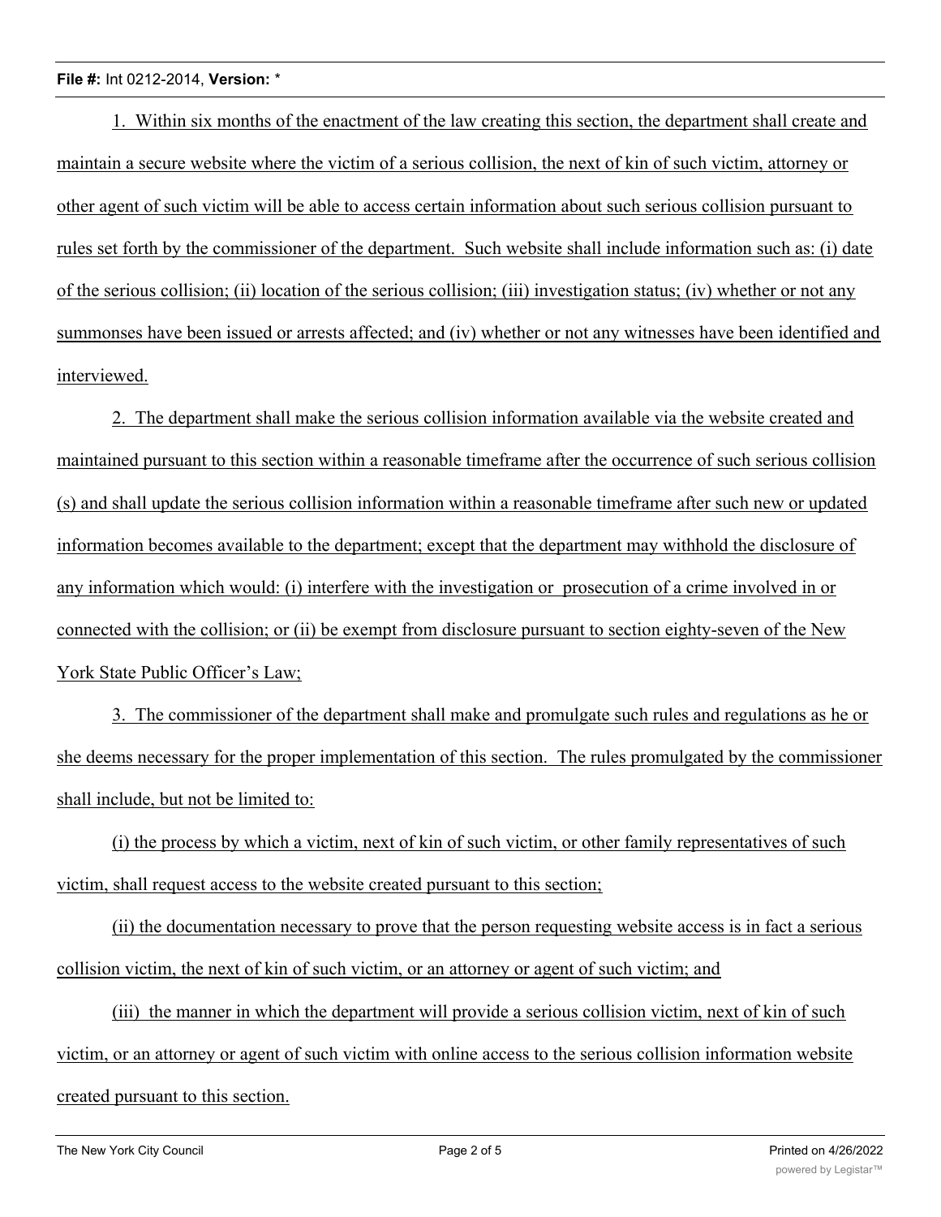1. Within six months of the enactment of the law creating this section, the department shall create and maintain a secure website where the victim of a serious collision, the next of kin of such victim, attorney or other agent of such victim will be able to access certain information about such serious collision pursuant to rules set forth by the commissioner of the department. Such website shall include information such as: (i) date of the serious collision; (ii) location of the serious collision; (iii) investigation status; (iv) whether or not any summonses have been issued or arrests affected; and (iv) whether or not any witnesses have been identified and interviewed.

2. The department shall make the serious collision information available via the website created and maintained pursuant to this section within a reasonable timeframe after the occurrence of such serious collision (s) and shall update the serious collision information within a reasonable timeframe after such new or updated information becomes available to the department; except that the department may withhold the disclosure of any information which would: (i) interfere with the investigation or prosecution of a crime involved in or connected with the collision; or (ii) be exempt from disclosure pursuant to section eighty-seven of the New York State Public Officer's Law;

3. The commissioner of the department shall make and promulgate such rules and regulations as he or she deems necessary for the proper implementation of this section. The rules promulgated by the commissioner shall include, but not be limited to:

(i) the process by which a victim, next of kin of such victim, or other family representatives of such victim, shall request access to the website created pursuant to this section;

(ii) the documentation necessary to prove that the person requesting website access is in fact a serious collision victim, the next of kin of such victim, or an attorney or agent of such victim; and

(iii) the manner in which the department will provide a serious collision victim, next of kin of such victim, or an attorney or agent of such victim with online access to the serious collision information website created pursuant to this section.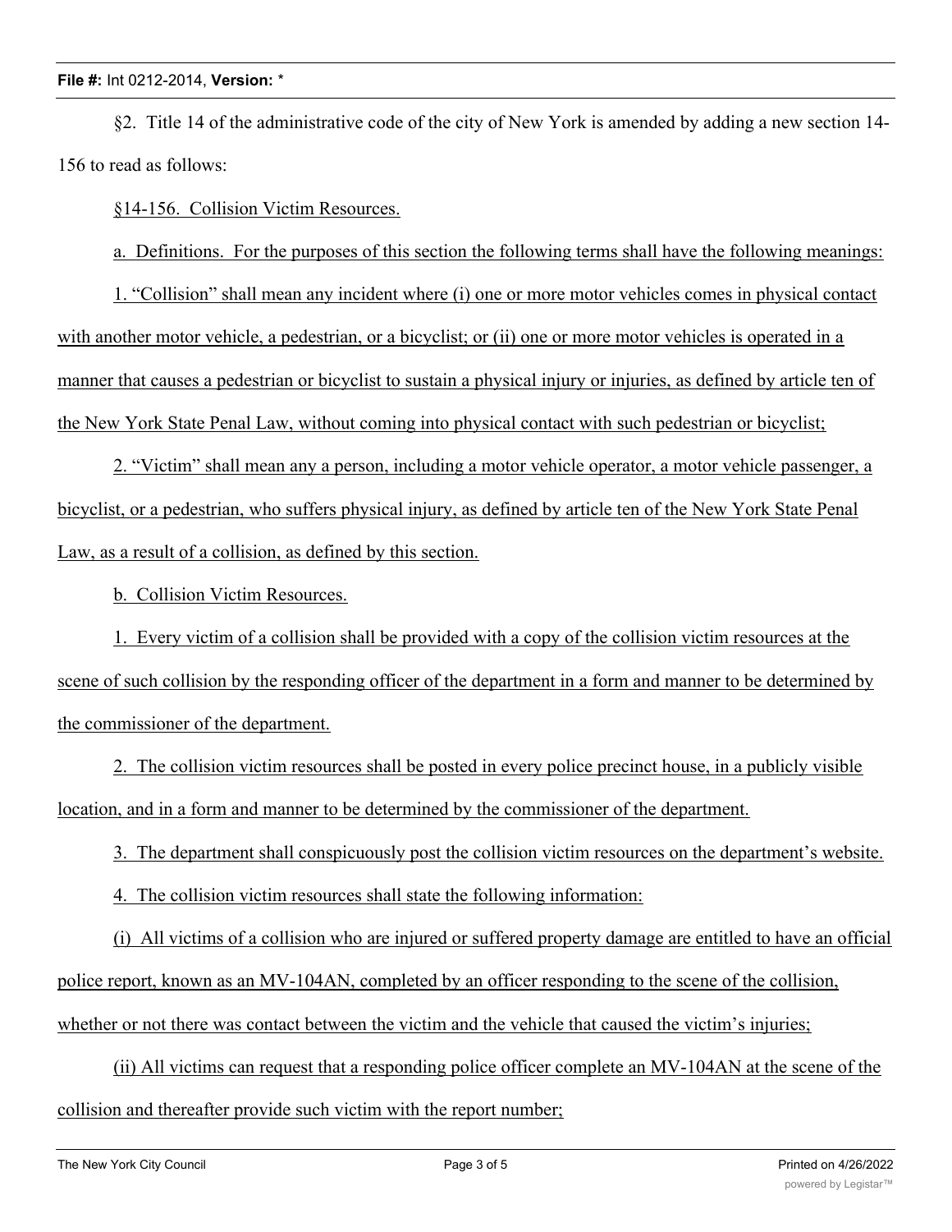§2. Title 14 of the administrative code of the city of New York is amended by adding a new section 14-156 to read as follows:

§14-156. Collision Victim Resources.

a. Definitions. For the purposes of this section the following terms shall have the following meanings:

1. "Collision" shall mean any incident where (i) one or more motor vehicles comes in physical contact with another motor vehicle, a pedestrian, or a bicyclist; or (ii) one or more motor vehicles is operated in a manner that causes a pedestrian or bicyclist to sustain a physical injury or injuries, as defined by article ten of the New York State Penal Law, without coming into physical contact with such pedestrian or bicyclist;

2. "Victim" shall mean any a person, including a motor vehicle operator, a motor vehicle passenger, a bicyclist, or a pedestrian, who suffers physical injury, as defined by article ten of the New York State Penal Law, as a result of a collision, as defined by this section.

b. Collision Victim Resources.

1. Every victim of a collision shall be provided with a copy of the collision victim resources at the scene of such collision by the responding officer of the department in a form and manner to be determined by the commissioner of the department.

2. The collision victim resources shall be posted in every police precinct house, in a publicly visible location, and in a form and manner to be determined by the commissioner of the department.

3. The department shall conspicuously post the collision victim resources on the department's website.

4. The collision victim resources shall state the following information:

(i) All victims of a collision who are injured or suffered property damage are entitled to have an official police report, known as an MV-104AN, completed by an officer responding to the scene of the collision, whether or not there was contact between the victim and the vehicle that caused the victim's injuries;

(ii) All victims can request that a responding police officer complete an MV-104AN at the scene of the collision and thereafter provide such victim with the report number;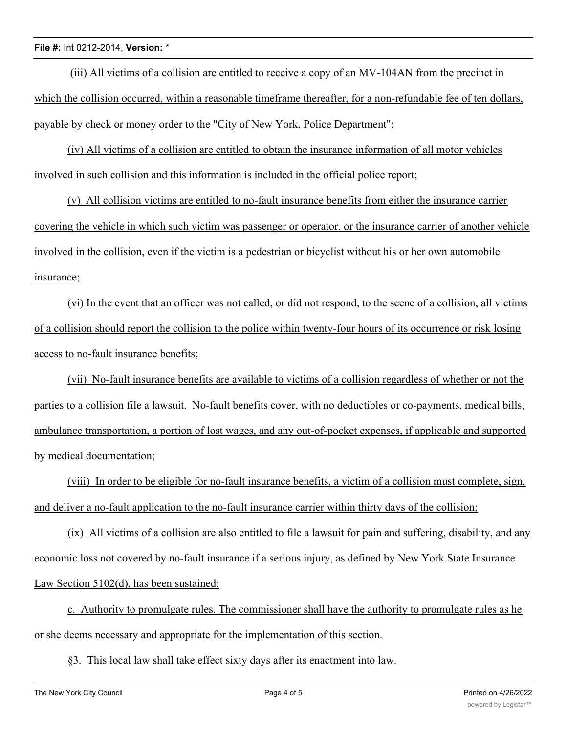(iii) All victims of a collision are entitled to receive a copy of an MV-104AN from the precinct in which the collision occurred, within a reasonable timeframe thereafter, for a non-refundable fee of ten dollars, payable by check or money order to the "City of New York, Police Department";

(iv) All victims of a collision are entitled to obtain the insurance information of all motor vehicles involved in such collision and this information is included in the official police report;

(v) All collision victims are entitled to no-fault insurance benefits from either the insurance carrier covering the vehicle in which such victim was passenger or operator, or the insurance carrier of another vehicle involved in the collision, even if the victim is a pedestrian or bicyclist without his or her own automobile insurance;

(vi) In the event that an officer was not called, or did not respond, to the scene of a collision, all victims of a collision should report the collision to the police within twenty-four hours of its occurrence or risk losing access to no-fault insurance benefits;

(vii) No-fault insurance benefits are available to victims of a collision regardless of whether or not the parties to a collision file a lawsuit. No-fault benefits cover, with no deductibles or co-payments, medical bills, ambulance transportation, a portion of lost wages, and any out-of-pocket expenses, if applicable and supported by medical documentation;

(viii) In order to be eligible for no-fault insurance benefits, a victim of a collision must complete, sign, and deliver a no-fault application to the no-fault insurance carrier within thirty days of the collision;

(ix) All victims of a collision are also entitled to file a lawsuit for pain and suffering, disability, and any economic loss not covered by no-fault insurance if a serious injury, as defined by New York State Insurance Law Section 5102(d), has been sustained;

c. Authority to promulgate rules. The commissioner shall have the authority to promulgate rules as he or she deems necessary and appropriate for the implementation of this section.

§3. This local law shall take effect sixty days after its enactment into law.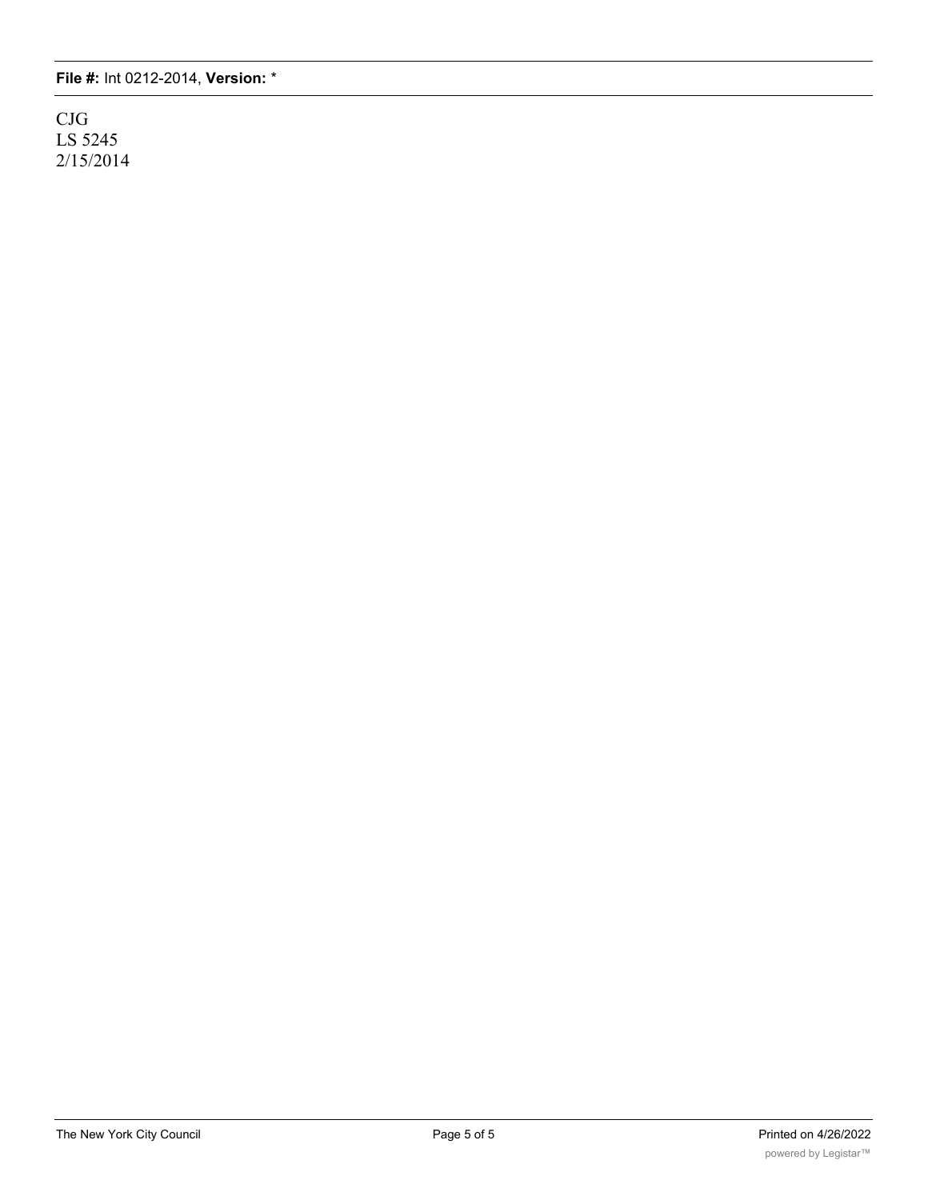CJG
LS 5245
2/15/2014